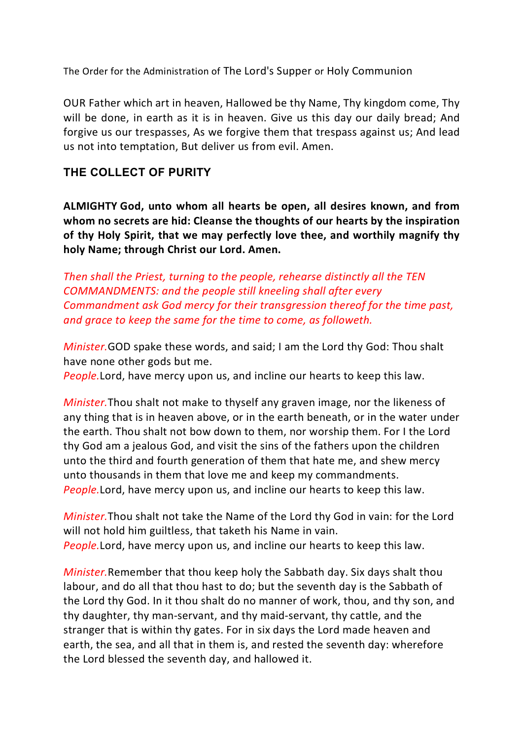The Order for the Administration of The Lord's Supper or Holy Communion

OUR Father which art in heaven, Hallowed be thy Name, Thy kingdom come, Thy will be done, in earth as it is in heaven. Give us this day our daily bread; And forgive us our trespasses, As we forgive them that trespass against us; And lead us not into temptation, But deliver us from evil. Amen.

## THE COLLECT OF PURITY

**ALMIGHTY God, unto whom all hearts be open, all desires known, and from whom no secrets are hid: Cleanse the thoughts of our hearts by the inspiration of thy Holy Spirit, that we may perfectly love thee, and worthily magnify thy holy Name; through Christ our Lord. Amen.**

*Then shall the Priest, turning to the people, rehearse distinctly all the TEN COMMANDMENTS: and the people still kneeling shall after every Commandment ask God mercy for their transgression thereof for the time past, and grace to keep the same for the time to come, as followeth.*

*Minister.* GOD spake these words, and said; I am the Lord thy God: Thou shalt have none other gods but me.
*People.* Lord, have mercy upon us, and incline our hearts to keep this law.

*Minister.* Thou shalt not make to thyself any graven image, nor the likeness of any thing that is in heaven above, or in the earth beneath, or in the water under the earth. Thou shalt not bow down to them, nor worship them. For I the Lord thy God am a jealous God, and visit the sins of the fathers upon the children unto the third and fourth generation of them that hate me, and shew mercy unto thousands in them that love me and keep my commandments.
*People.* Lord, have mercy upon us, and incline our hearts to keep this law.

*Minister.* Thou shalt not take the Name of the Lord thy God in vain: for the Lord will not hold him guiltless, that taketh his Name in vain.
*People.* Lord, have mercy upon us, and incline our hearts to keep this law.

*Minister.* Remember that thou keep holy the Sabbath day. Six days shalt thou labour, and do all that thou hast to do; but the seventh day is the Sabbath of the Lord thy God. In it thou shalt do no manner of work, thou, and thy son, and thy daughter, thy man-servant, and thy maid-servant, thy cattle, and the stranger that is within thy gates. For in six days the Lord made heaven and earth, the sea, and all that in them is, and rested the seventh day: wherefore the Lord blessed the seventh day, and hallowed it.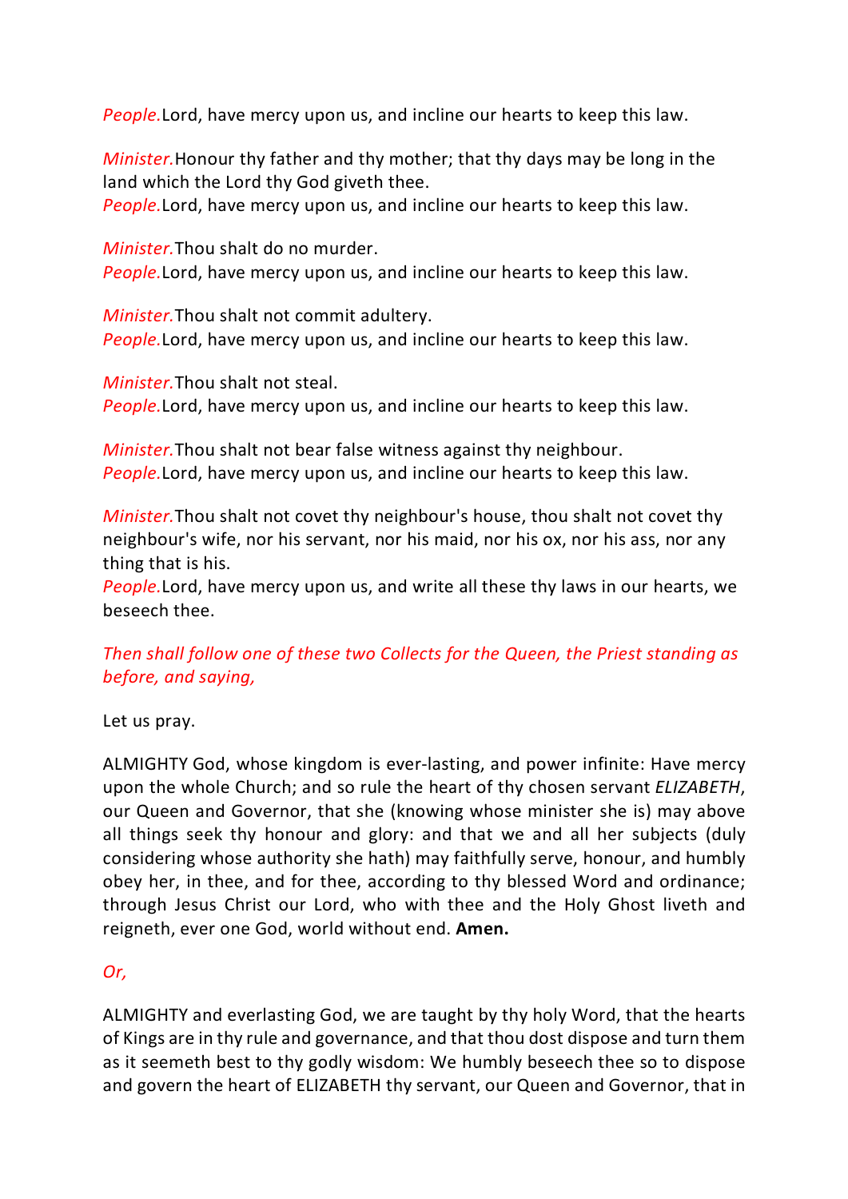*People.*Lord, have mercy upon us, and incline our hearts to keep this law.

*Minister.*Honour thy father and thy mother; that thy days may be long in the land which the Lord thy God giveth thee.
*People.*Lord, have mercy upon us, and incline our hearts to keep this law.

*Minister.*Thou shalt do no murder.
*People.*Lord, have mercy upon us, and incline our hearts to keep this law.

*Minister.*Thou shalt not commit adultery.
*People.*Lord, have mercy upon us, and incline our hearts to keep this law.

*Minister.*Thou shalt not steal.
*People.*Lord, have mercy upon us, and incline our hearts to keep this law.

*Minister.*Thou shalt not bear false witness against thy neighbour.
*People.*Lord, have mercy upon us, and incline our hearts to keep this law.

*Minister.*Thou shalt not covet thy neighbour's house, thou shalt not covet thy neighbour's wife, nor his servant, nor his maid, nor his ox, nor his ass, nor any thing that is his.
*People.*Lord, have mercy upon us, and write all these thy laws in our hearts, we beseech thee.

*Then shall follow one of these two Collects for the Queen, the Priest standing as before, and saying,*

Let us pray.

ALMIGHTY God, whose kingdom is ever-lasting, and power infinite: Have mercy upon the whole Church; and so rule the heart of thy chosen servant *ELIZABETH*, our Queen and Governor, that she (knowing whose minister she is) may above all things seek thy honour and glory: and that we and all her subjects (duly considering whose authority she hath) may faithfully serve, honour, and humbly obey her, in thee, and for thee, according to thy blessed Word and ordinance; through Jesus Christ our Lord, who with thee and the Holy Ghost liveth and reigneth, ever one God, world without end. **Amen.**

*Or,*

ALMIGHTY and everlasting God, we are taught by thy holy Word, that the hearts of Kings are in thy rule and governance, and that thou dost dispose and turn them as it seemeth best to thy godly wisdom: We humbly beseech thee so to dispose and govern the heart of ELIZABETH thy servant, our Queen and Governor, that in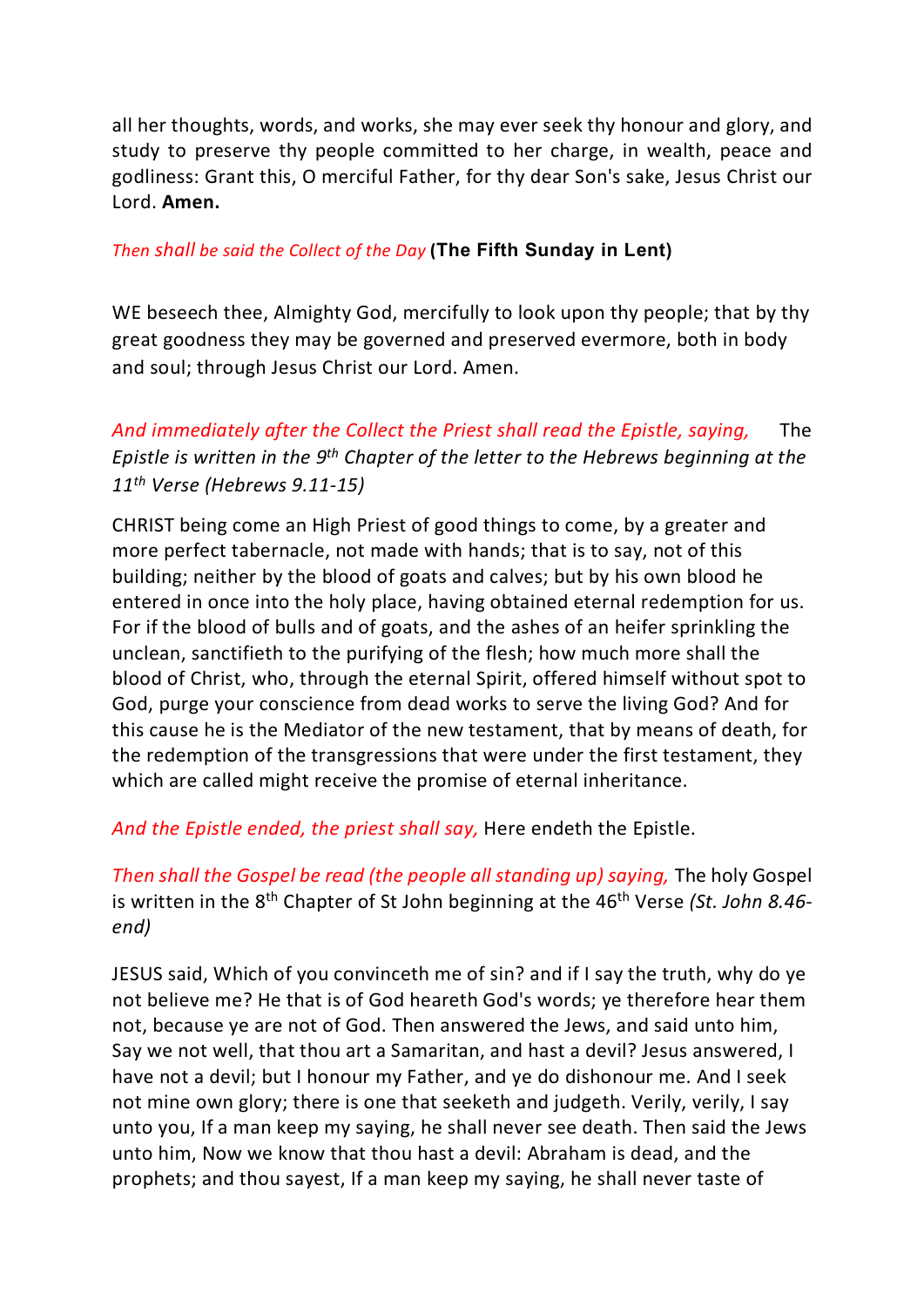all her thoughts, words, and works, she may ever seek thy honour and glory, and study to preserve thy people committed to her charge, in wealth, peace and godliness: Grant this, O merciful Father, for thy dear Son's sake, Jesus Christ our Lord. **Amen.**

*Then shall be said the Collect of the Day* **(The Fifth Sunday in Lent)**

WE beseech thee, Almighty God, mercifully to look upon thy people; that by thy great goodness they may be governed and preserved evermore, both in body and soul; through Jesus Christ our Lord. Amen.

*And immediately after the Collect the Priest shall read the Epistle, saying,* The *Epistle is written in the 9th Chapter of the letter to the Hebrews beginning at the 11th Verse (Hebrews 9.11-15)*

CHRIST being come an High Priest of good things to come, by a greater and more perfect tabernacle, not made with hands; that is to say, not of this building; neither by the blood of goats and calves; but by his own blood he entered in once into the holy place, having obtained eternal redemption for us. For if the blood of bulls and of goats, and the ashes of an heifer sprinkling the unclean, sanctifieth to the purifying of the flesh; how much more shall the blood of Christ, who, through the eternal Spirit, offered himself without spot to God, purge your conscience from dead works to serve the living God? And for this cause he is the Mediator of the new testament, that by means of death, for the redemption of the transgressions that were under the first testament, they which are called might receive the promise of eternal inheritance.

*And the Epistle ended, the priest shall say,* Here endeth the Epistle.

*Then shall the Gospel be read (the people all standing up) saying,* The holy Gospel is written in the 8th Chapter of St John beginning at the 46th Verse *(St. John 8.46-end)*

JESUS said, Which of you convinceth me of sin? and if I say the truth, why do ye not believe me? He that is of God heareth God's words; ye therefore hear them not, because ye are not of God. Then answered the Jews, and said unto him, Say we not well, that thou art a Samaritan, and hast a devil? Jesus answered, I have not a devil; but I honour my Father, and ye do dishonour me. And I seek not mine own glory; there is one that seeketh and judgeth. Verily, verily, I say unto you, If a man keep my saying, he shall never see death. Then said the Jews unto him, Now we know that thou hast a devil: Abraham is dead, and the prophets; and thou sayest, If a man keep my saying, he shall never taste of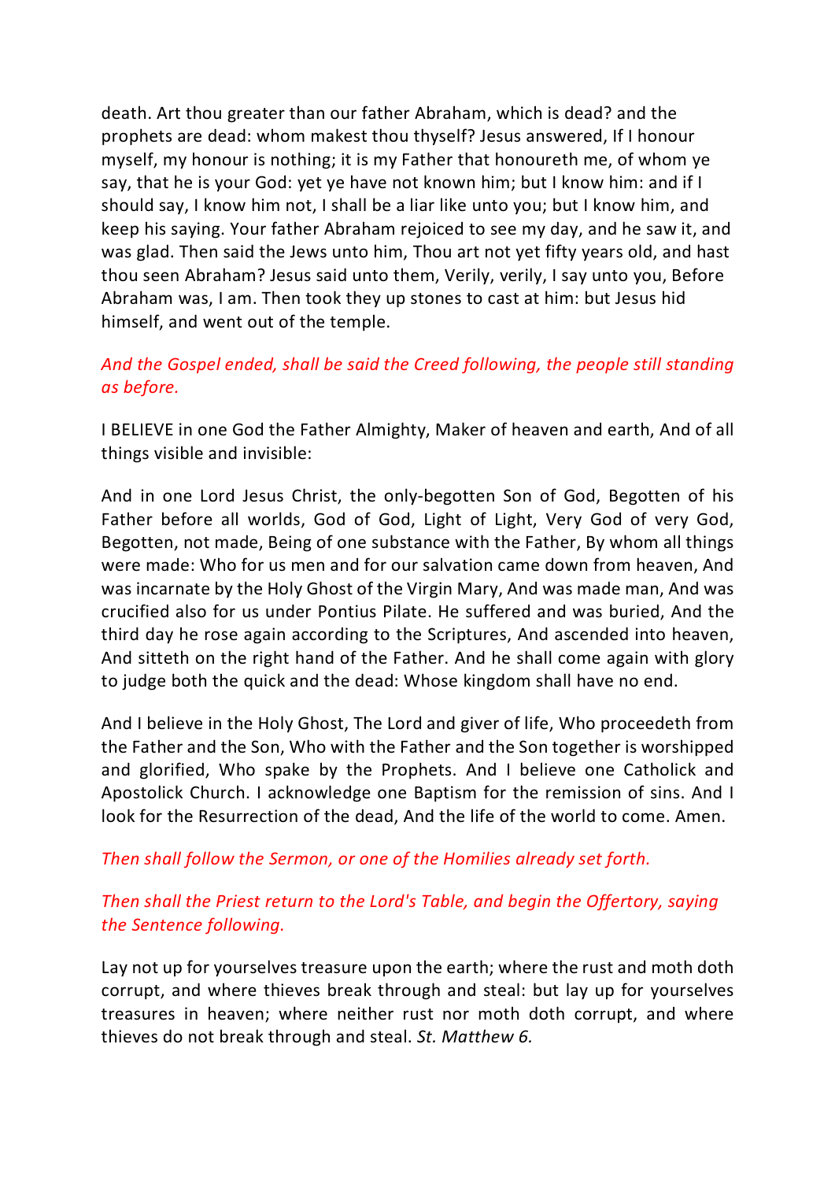death. Art thou greater than our father Abraham, which is dead? and the prophets are dead: whom makest thou thyself? Jesus answered, If I honour myself, my honour is nothing; it is my Father that honoureth me, of whom ye say, that he is your God: yet ye have not known him; but I know him: and if I should say, I know him not, I shall be a liar like unto you; but I know him, and keep his saying. Your father Abraham rejoiced to see my day, and he saw it, and was glad. Then said the Jews unto him, Thou art not yet fifty years old, and hast thou seen Abraham? Jesus said unto them, Verily, verily, I say unto you, Before Abraham was, I am. Then took they up stones to cast at him: but Jesus hid himself, and went out of the temple.

*And the Gospel ended, shall be said the Creed following, the people still standing as before.*

I BELIEVE in one God the Father Almighty, Maker of heaven and earth, And of all things visible and invisible:

And in one Lord Jesus Christ, the only-begotten Son of God, Begotten of his Father before all worlds, God of God, Light of Light, Very God of very God, Begotten, not made, Being of one substance with the Father, By whom all things were made: Who for us men and for our salvation came down from heaven, And was incarnate by the Holy Ghost of the Virgin Mary, And was made man, And was crucified also for us under Pontius Pilate. He suffered and was buried, And the third day he rose again according to the Scriptures, And ascended into heaven, And sitteth on the right hand of the Father. And he shall come again with glory to judge both the quick and the dead: Whose kingdom shall have no end.

And I believe in the Holy Ghost, The Lord and giver of life, Who proceedeth from the Father and the Son, Who with the Father and the Son together is worshipped and glorified, Who spake by the Prophets. And I believe one Catholick and Apostolick Church. I acknowledge one Baptism for the remission of sins. And I look for the Resurrection of the dead, And the life of the world to come. Amen.

*Then shall follow the Sermon, or one of the Homilies already set forth.*

*Then shall the Priest return to the Lord's Table, and begin the Offertory, saying the Sentence following.*

Lay not up for yourselves treasure upon the earth; where the rust and moth doth corrupt, and where thieves break through and steal: but lay up for yourselves treasures in heaven; where neither rust nor moth doth corrupt, and where thieves do not break through and steal. *St. Matthew 6.*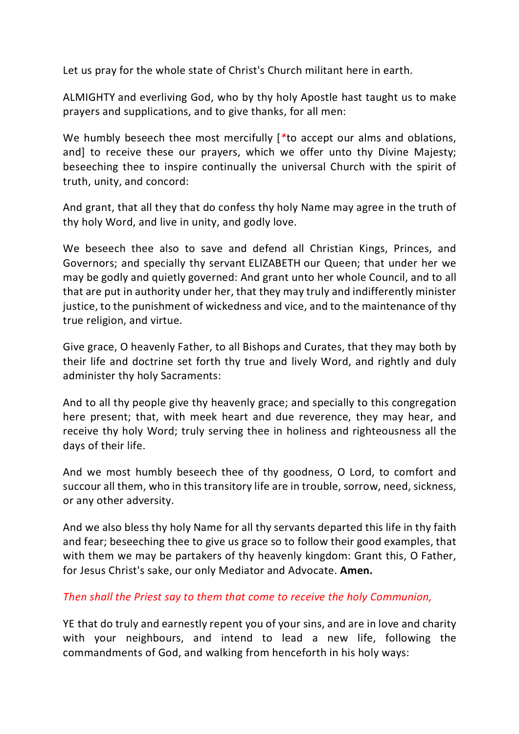Let us pray for the whole state of Christ's Church militant here in earth.

ALMIGHTY and everliving God, who by thy holy Apostle hast taught us to make prayers and supplications, and to give thanks, for all men:

We humbly beseech thee most mercifully [*to accept our alms and oblations, and] to receive these our prayers, which we offer unto thy Divine Majesty; beseeching thee to inspire continually the universal Church with the spirit of truth, unity, and concord:

And grant, that all they that do confess thy holy Name may agree in the truth of thy holy Word, and live in unity, and godly love.

We beseech thee also to save and defend all Christian Kings, Princes, and Governors; and specially thy servant ELIZABETH our Queen; that under her we may be godly and quietly governed: And grant unto her whole Council, and to all that are put in authority under her, that they may truly and indifferently minister justice, to the punishment of wickedness and vice, and to the maintenance of thy true religion, and virtue.

Give grace, O heavenly Father, to all Bishops and Curates, that they may both by their life and doctrine set forth thy true and lively Word, and rightly and duly administer thy holy Sacraments:

And to all thy people give thy heavenly grace; and specially to this congregation here present; that, with meek heart and due reverence, they may hear, and receive thy holy Word; truly serving thee in holiness and righteousness all the days of their life.

And we most humbly beseech thee of thy goodness, O Lord, to comfort and succour all them, who in this transitory life are in trouble, sorrow, need, sickness, or any other adversity.

And we also bless thy holy Name for all thy servants departed this life in thy faith and fear; beseeching thee to give us grace so to follow their good examples, that with them we may be partakers of thy heavenly kingdom: Grant this, O Father, for Jesus Christ's sake, our only Mediator and Advocate. **Amen.**

*Then shall the Priest say to them that come to receive the holy Communion,*

YE that do truly and earnestly repent you of your sins, and are in love and charity with your neighbours, and intend to lead a new life, following the commandments of God, and walking from henceforth in his holy ways: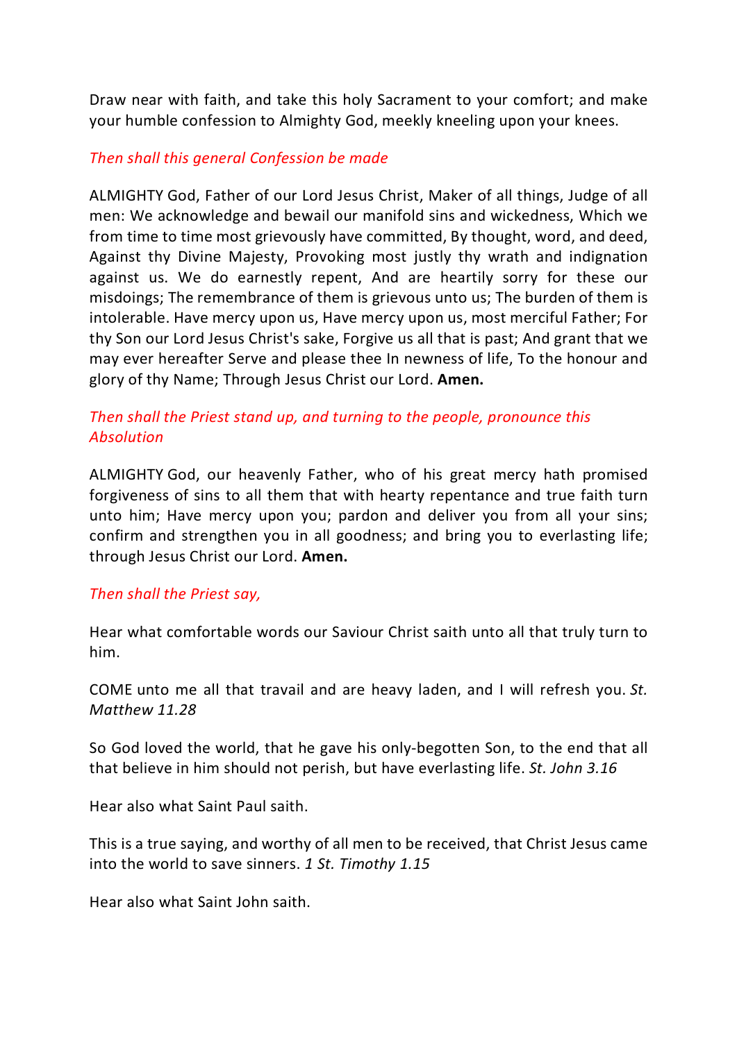Draw near with faith, and take this holy Sacrament to your comfort; and make your humble confession to Almighty God, meekly kneeling upon your knees.

*Then shall this general Confession be made*

ALMIGHTY God, Father of our Lord Jesus Christ, Maker of all things, Judge of all men: We acknowledge and bewail our manifold sins and wickedness, Which we from time to time most grievously have committed, By thought, word, and deed, Against thy Divine Majesty, Provoking most justly thy wrath and indignation against us. We do earnestly repent, And are heartily sorry for these our misdoings; The remembrance of them is grievous unto us; The burden of them is intolerable. Have mercy upon us, Have mercy upon us, most merciful Father; For thy Son our Lord Jesus Christ's sake, Forgive us all that is past; And grant that we may ever hereafter Serve and please thee In newness of life, To the honour and glory of thy Name; Through Jesus Christ our Lord. **Amen.**

*Then shall the Priest stand up, and turning to the people, pronounce this Absolution*

ALMIGHTY God, our heavenly Father, who of his great mercy hath promised forgiveness of sins to all them that with hearty repentance and true faith turn unto him; Have mercy upon you; pardon and deliver you from all your sins; confirm and strengthen you in all goodness; and bring you to everlasting life; through Jesus Christ our Lord. **Amen.**

*Then shall the Priest say,*

Hear what comfortable words our Saviour Christ saith unto all that truly turn to him.

COME unto me all that travail and are heavy laden, and I will refresh you. *St. Matthew 11.28*

So God loved the world, that he gave his only-begotten Son, to the end that all that believe in him should not perish, but have everlasting life. *St. John 3.16*

Hear also what Saint Paul saith.

This is a true saying, and worthy of all men to be received, that Christ Jesus came into the world to save sinners. *1 St. Timothy 1.15*

Hear also what Saint John saith.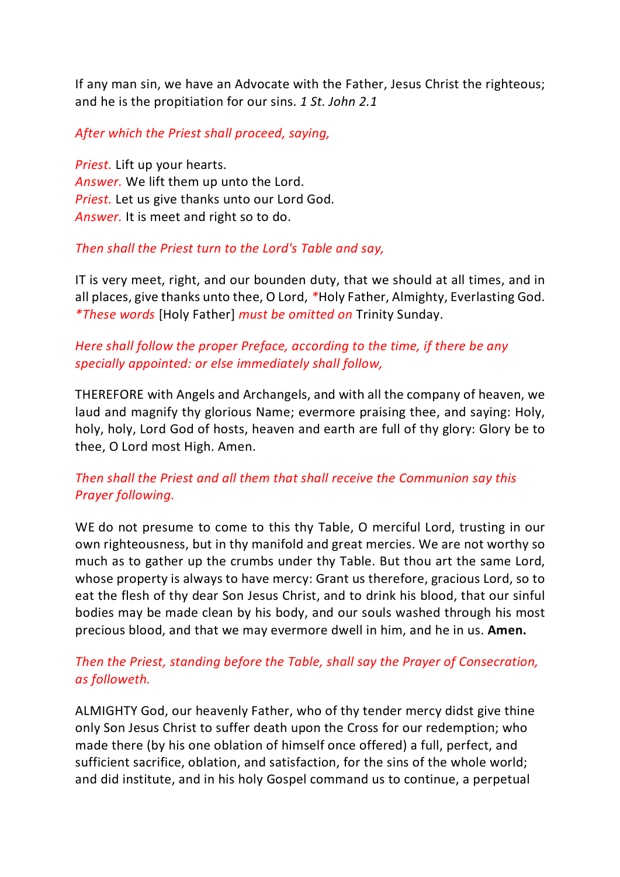If any man sin, we have an Advocate with the Father, Jesus Christ the righteous; and he is the propitiation for our sins. *1 St. John 2.1*

*After which the Priest shall proceed, saying,*

*Priest.* Lift up your hearts.
*Answer.* We lift them up unto the Lord.
*Priest.* Let us give thanks unto our Lord God.
*Answer.* It is meet and right so to do.

*Then shall the Priest turn to the Lord's Table and say,*

IT is very meet, right, and our bounden duty, that we should at all times, and in all places, give thanks unto thee, O Lord, *Holy Father, Almighty, Everlasting God.
**These words* [Holy Father] *must be omitted on* Trinity Sunday.

*Here shall follow the proper Preface, according to the time, if there be any specially appointed: or else immediately shall follow,*

THEREFORE with Angels and Archangels, and with all the company of heaven, we laud and magnify thy glorious Name; evermore praising thee, and saying: Holy, holy, holy, Lord God of hosts, heaven and earth are full of thy glory: Glory be to thee, O Lord most High. Amen.

*Then shall the Priest and all them that shall receive the Communion say this Prayer following.*

WE do not presume to come to this thy Table, O merciful Lord, trusting in our own righteousness, but in thy manifold and great mercies. We are not worthy so much as to gather up the crumbs under thy Table. But thou art the same Lord, whose property is always to have mercy: Grant us therefore, gracious Lord, so to eat the flesh of thy dear Son Jesus Christ, and to drink his blood, that our sinful bodies may be made clean by his body, and our souls washed through his most precious blood, and that we may evermore dwell in him, and he in us. **Amen.**

*Then the Priest, standing before the Table, shall say the Prayer of Consecration, as followeth.*

ALMIGHTY God, our heavenly Father, who of thy tender mercy didst give thine only Son Jesus Christ to suffer death upon the Cross for our redemption; who made there (by his one oblation of himself once offered) a full, perfect, and sufficient sacrifice, oblation, and satisfaction, for the sins of the whole world; and did institute, and in his holy Gospel command us to continue, a perpetual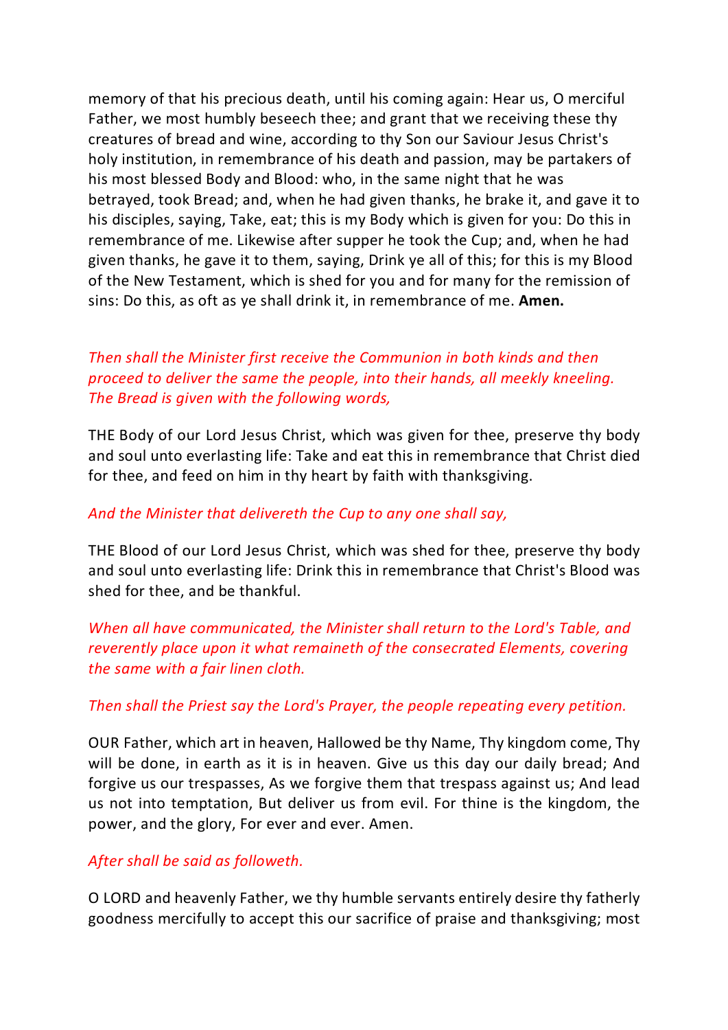memory of that his precious death, until his coming again: Hear us, O merciful Father, we most humbly beseech thee; and grant that we receiving these thy creatures of bread and wine, according to thy Son our Saviour Jesus Christ's holy institution, in remembrance of his death and passion, may be partakers of his most blessed Body and Blood: who, in the same night that he was betrayed, took Bread; and, when he had given thanks, he brake it, and gave it to his disciples, saying, Take, eat; this is my Body which is given for you: Do this in remembrance of me. Likewise after supper he took the Cup; and, when he had given thanks, he gave it to them, saying, Drink ye all of this; for this is my Blood of the New Testament, which is shed for you and for many for the remission of sins: Do this, as oft as ye shall drink it, in remembrance of me. **Amen.**

*Then shall the Minister first receive the Communion in both kinds and then proceed to deliver the same the people, into their hands, all meekly kneeling. The Bread is given with the following words,*

THE Body of our Lord Jesus Christ, which was given for thee, preserve thy body and soul unto everlasting life: Take and eat this in remembrance that Christ died for thee, and feed on him in thy heart by faith with thanksgiving.

*And the Minister that delivereth the Cup to any one shall say,*

THE Blood of our Lord Jesus Christ, which was shed for thee, preserve thy body and soul unto everlasting life: Drink this in remembrance that Christ's Blood was shed for thee, and be thankful.

*When all have communicated, the Minister shall return to the Lord's Table, and reverently place upon it what remaineth of the consecrated Elements, covering the same with a fair linen cloth.*

*Then shall the Priest say the Lord's Prayer, the people repeating every petition.*

OUR Father, which art in heaven, Hallowed be thy Name, Thy kingdom come, Thy will be done, in earth as it is in heaven. Give us this day our daily bread; And forgive us our trespasses, As we forgive them that trespass against us; And lead us not into temptation, But deliver us from evil. For thine is the kingdom, the power, and the glory, For ever and ever. Amen.

*After shall be said as followeth.*

O LORD and heavenly Father, we thy humble servants entirely desire thy fatherly goodness mercifully to accept this our sacrifice of praise and thanksgiving; most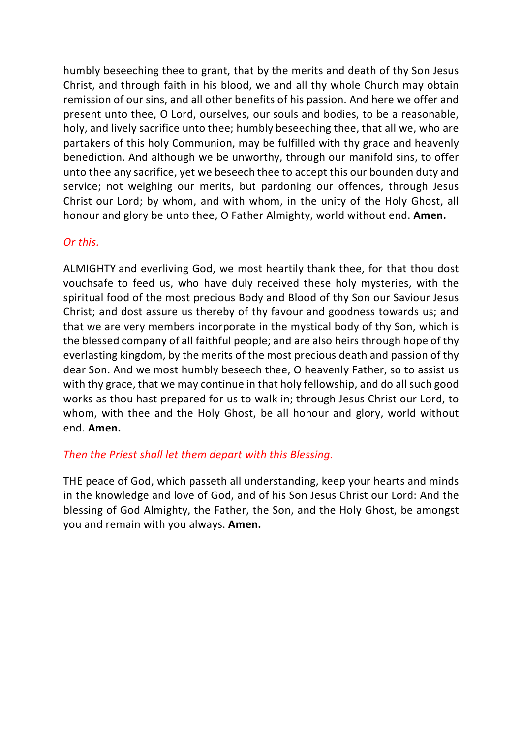humbly beseeching thee to grant, that by the merits and death of thy Son Jesus Christ, and through faith in his blood, we and all thy whole Church may obtain remission of our sins, and all other benefits of his passion. And here we offer and present unto thee, O Lord, ourselves, our souls and bodies, to be a reasonable, holy, and lively sacrifice unto thee; humbly beseeching thee, that all we, who are partakers of this holy Communion, may be fulfilled with thy grace and heavenly benediction. And although we be unworthy, through our manifold sins, to offer unto thee any sacrifice, yet we beseech thee to accept this our bounden duty and service; not weighing our merits, but pardoning our offences, through Jesus Christ our Lord; by whom, and with whom, in the unity of the Holy Ghost, all honour and glory be unto thee, O Father Almighty, world without end. **Amen.**

*Or this.*

ALMIGHTY and everliving God, we most heartily thank thee, for that thou dost vouchsafe to feed us, who have duly received these holy mysteries, with the spiritual food of the most precious Body and Blood of thy Son our Saviour Jesus Christ; and dost assure us thereby of thy favour and goodness towards us; and that we are very members incorporate in the mystical body of thy Son, which is the blessed company of all faithful people; and are also heirs through hope of thy everlasting kingdom, by the merits of the most precious death and passion of thy dear Son. And we most humbly beseech thee, O heavenly Father, so to assist us with thy grace, that we may continue in that holy fellowship, and do all such good works as thou hast prepared for us to walk in; through Jesus Christ our Lord, to whom, with thee and the Holy Ghost, be all honour and glory, world without end. **Amen.**

*Then the Priest shall let them depart with this Blessing.*

THE peace of God, which passeth all understanding, keep your hearts and minds in the knowledge and love of God, and of his Son Jesus Christ our Lord: And the blessing of God Almighty, the Father, the Son, and the Holy Ghost, be amongst you and remain with you always. **Amen.**